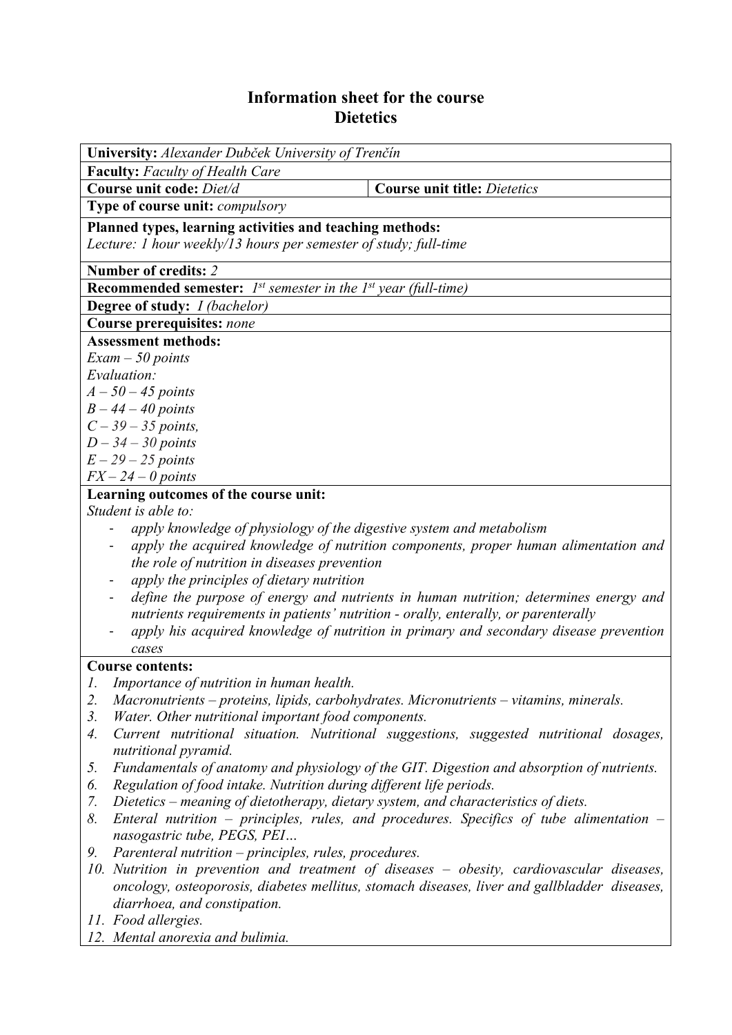# Information sheet for the course
# Dietetics

**University:** *Alexander Dubček University of Trenčín*

**Faculty:** *Faculty of Health Care*

| **Course unit code:** *Diet/d* | **Course unit title:** *Dietetics* |
|---|---|

**Type of course unit:** *compulsory*

**Planned types, learning activities and teaching methods:**
*Lecture: 1 hour weekly/13 hours per semester of study; full-time*

**Number of credits:** *2*

**Recommended semester:** *1st semester in the 1st year (full-time)*

**Degree of study:** *I (bachelor)*

**Course prerequisites:** *none*

**Assessment methods:**
*Exam – 50 points*
*Evaluation:*
*A – 50 – 45 points*
*B – 44 – 40 points*
*C – 39 – 35 points,*
*D – 34 – 30 points*
*E – 29 – 25 points*
*FX – 24 – 0 points*

**Learning outcomes of the course unit:**
*Student is able to:*

- *apply knowledge of physiology of the digestive system and metabolism*
- *apply the acquired knowledge of nutrition components, proper human alimentation and the role of nutrition in diseases prevention*
- *apply the principles of dietary nutrition*
- *define the purpose of energy and nutrients in human nutrition; determines energy and nutrients requirements in patients' nutrition - orally, enterally, or parenterally*
- *apply his acquired knowledge of nutrition in primary and secondary disease prevention cases*

**Course contents:**

1. *Importance of nutrition in human health.*
2. *Macronutrients – proteins, lipids, carbohydrates. Micronutrients – vitamins, minerals.*
3. *Water. Other nutritional important food components.*
4. *Current nutritional situation. Nutritional suggestions, suggested nutritional dosages, nutritional pyramid.*
5. *Fundamentals of anatomy and physiology of the GIT. Digestion and absorption of nutrients.*
6. *Regulation of food intake. Nutrition during different life periods.*
7. *Dietetics – meaning of dietotherapy, dietary system, and characteristics of diets.*
8. *Enteral nutrition – principles, rules, and procedures. Specifics of tube alimentation – nasogastric tube, PEGS, PEI…*
9. *Parenteral nutrition – principles, rules, procedures.*
10. *Nutrition in prevention and treatment of diseases – obesity, cardiovascular diseases, oncology, osteoporosis, diabetes mellitus, stomach diseases, liver and gallbladder diseases, diarrhoea, and constipation.*
11. *Food allergies.*
12. *Mental anorexia and bulimia.*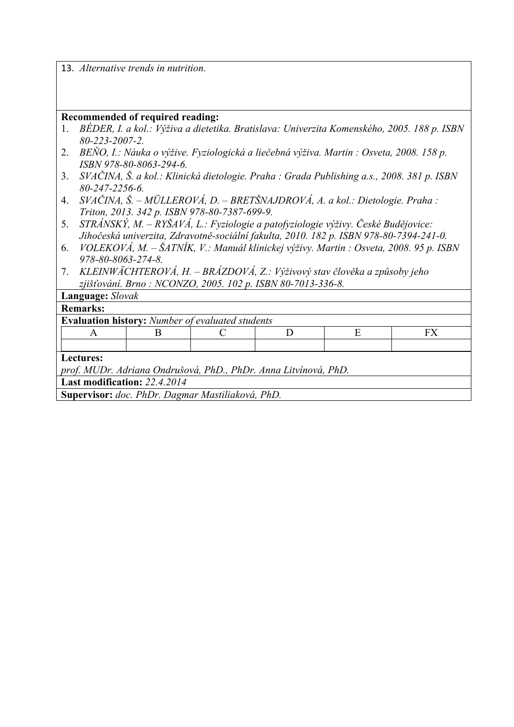13. *Alternative trends in nutrition.*

**Recommended of required reading:**

1. *BÉDER, I. a kol.: Výživa a dietetika. Bratislava: Univerzita Komenského, 2005. 188 p. ISBN 80-223-2007-2.*
2. *BEŇO, I.: Náuka o výžive. Fyziologická a liečebná výživa. Martin : Osveta, 2008. 158 p. ISBN 978-80-8063-294-6.*
3. *SVAČINA, Š. a kol.: Klinická dietologie. Praha : Grada Publishing a.s., 2008. 381 p. ISBN 80-247-2256-6.*
4. *SVAČINA, Š. – MÜLLEROVÁ, D. – BRETŠNAJDROVÁ, A. a kol.: Dietologie. Praha : Triton, 2013. 342 p. ISBN 978-80-7387-699-9.*
5. *STRÁNSKÝ, M. – RYŠAVÁ, L.: Fyziologie a patofyziologie výživy. České Budějovice: Jihočeská univerzita, Zdravotně-sociální fakulta, 2010. 182 p. ISBN 978-80-7394-241-0.*
6. *VOLEKOVÁ, M. – ŠATNÍK, V.: Manuál klinickej výživy. Martin : Osveta, 2008. 95 p. ISBN 978-80-8063-274-8.*
7. *KLEINWÄCHTEROVÁ, H. – BRÁZDOVÁ, Z.: Výživový stav člověka a způsoby jeho zjišťování. Brno : NCONZO, 2005. 102 p. ISBN 80-7013-336-8.*

**Language:** *Slovak*

**Remarks:**

**Evaluation history:** *Number of evaluated students*

| A | B | C | D | E | FX |
|---|---|---|---|---|---|
| | | | | | |

**Lectures:**
*prof. MUDr. Adriana Ondrušová, PhD., PhDr. Anna Litvínová, PhD.*

**Last modification:** *22.4.2014*

**Supervisor:** *doc. PhDr. Dagmar Mastiliaková, PhD.*